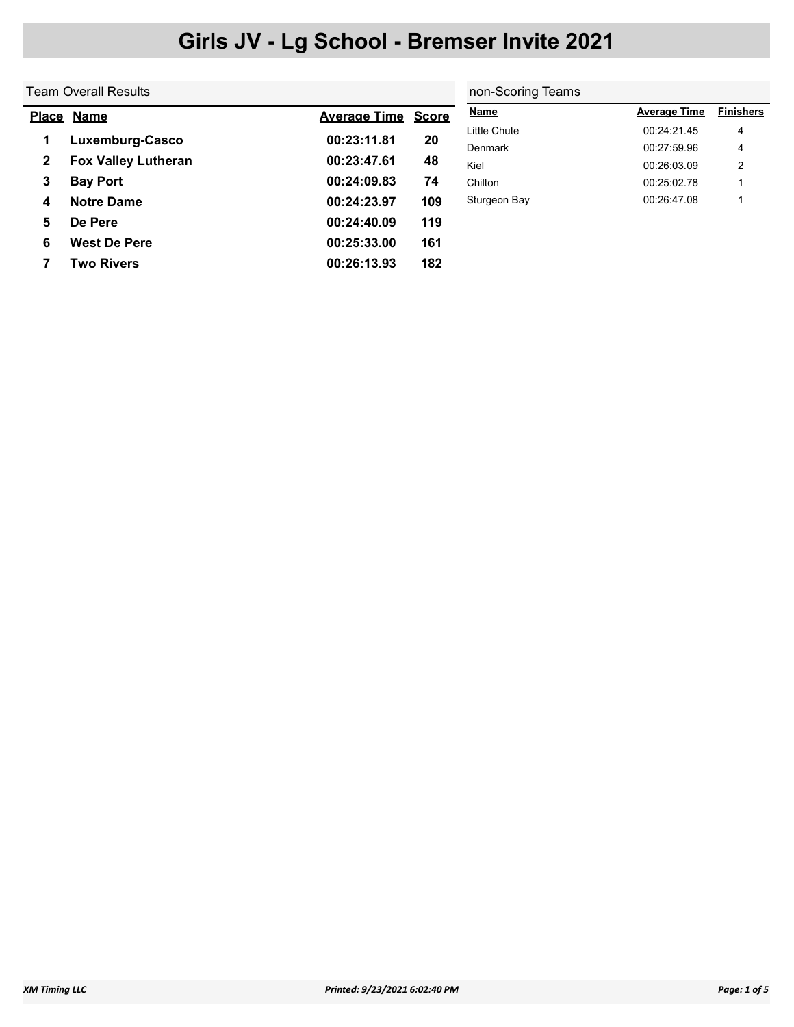# Girls JV - Lg School - Bremser Invite 2021

## Team Overall Results

| Place | Name | Average Time | Score |
|---|---|---|---|
| 1 | Luxemburg-Casco | 00:23:11.81 | 20 |
| 2 | Fox Valley Lutheran | 00:23:47.61 | 48 |
| 3 | Bay Port | 00:24:09.83 | 74 |
| 4 | Notre Dame | 00:24:23.97 | 109 |
| 5 | De Pere | 00:24:40.09 | 119 |
| 6 | West De Pere | 00:25:33.00 | 161 |
| 7 | Two Rivers | 00:26:13.93 | 182 |

## non-Scoring Teams

| Name | Average Time | Finishers |
|---|---|---|
| Little Chute | 00:24:21.45 | 4 |
| Denmark | 00:27:59.96 | 4 |
| Kiel | 00:26:03.09 | 2 |
| Chilton | 00:25:02.78 | 1 |
| Sturgeon Bay | 00:26:47.08 | 1 |

*XM Timing LLC* *Printed: 9/23/2021 6:02:40 PM*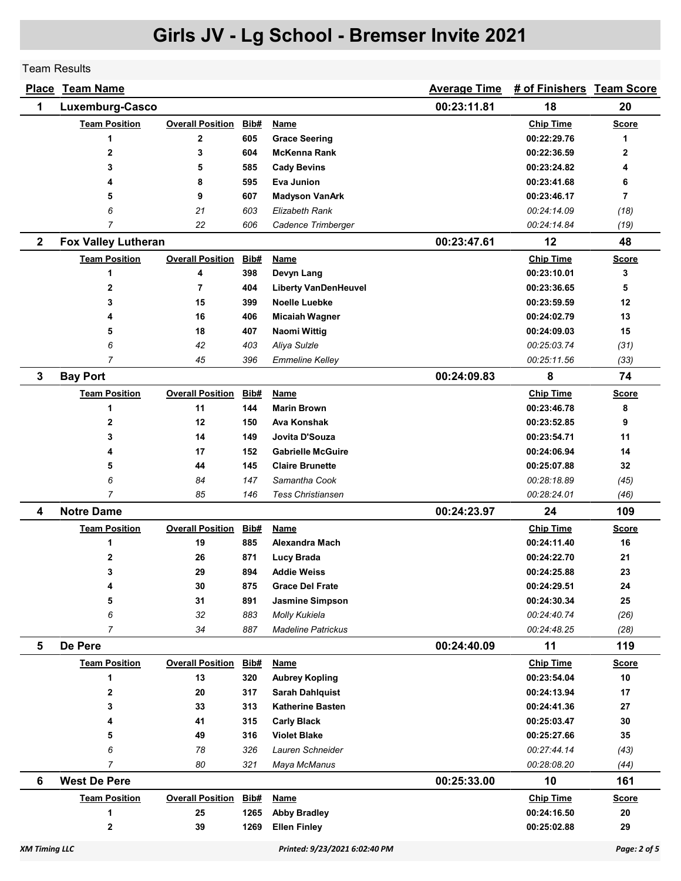# Girls JV - Lg School - Bremser Invite 2021

Team Results

| Place | Team Name | Average Time | # of Finishers | Team Score |
|---|---|---|---|---|
| 1 | Luxemburg-Casco | 00:23:11.81 | 18 | 20 |

| Team Position | Overall Position | Bib# | Name | Chip Time | Score |
|---|---|---|---|---|---|
| **1** | **2** | **605** | **Grace Seering** | **00:22:29.76** | **1** |
| **2** | **3** | **604** | **McKenna Rank** | **00:22:36.59** | **2** |
| **3** | **5** | **585** | **Cady Bevins** | **00:23:24.82** | **4** |
| **4** | **8** | **595** | **Eva Junion** | **00:23:41.68** | **6** |
| **5** | **9** | **607** | **Madyson VanArk** | **00:23:46.17** | **7** |
| *6* | *21* | *603* | *Elizabeth Rank* | *00:24:14.09* | *(18)* |
| *7* | *22* | *606* | *Cadence Trimberger* | *00:24:14.84* | *(19)* |

| Place | Team Name | Average Time | # of Finishers | Team Score |
|---|---|---|---|---|
| 2 | Fox Valley Lutheran | 00:23:47.61 | 12 | 48 |

| Team Position | Overall Position | Bib# | Name | Chip Time | Score |
|---|---|---|---|---|---|
| **1** | **4** | **398** | **Devyn Lang** | **00:23:10.01** | **3** |
| **2** | **7** | **404** | **Liberty VanDenHeuvel** | **00:23:36.65** | **5** |
| **3** | **15** | **399** | **Noelle Luebke** | **00:23:59.59** | **12** |
| **4** | **16** | **406** | **Micaiah Wagner** | **00:24:02.79** | **13** |
| **5** | **18** | **407** | **Naomi Wittig** | **00:24:09.03** | **15** |
| *6* | *42* | *403* | *Aliya Sulzle* | *00:25:03.74* | *(31)* |
| *7* | *45* | *396* | *Emmeline Kelley* | *00:25:11.56* | *(33)* |

| Place | Team Name | Average Time | # of Finishers | Team Score |
|---|---|---|---|---|
| 3 | Bay Port | 00:24:09.83 | 8 | 74 |

| Team Position | Overall Position | Bib# | Name | Chip Time | Score |
|---|---|---|---|---|---|
| **1** | **11** | **144** | **Marin Brown** | **00:23:46.78** | **8** |
| **2** | **12** | **150** | **Ava Konshak** | **00:23:52.85** | **9** |
| **3** | **14** | **149** | **Jovita D'Souza** | **00:23:54.71** | **11** |
| **4** | **17** | **152** | **Gabrielle McGuire** | **00:24:06.94** | **14** |
| **5** | **44** | **145** | **Claire Brunette** | **00:25:07.88** | **32** |
| *6* | *84* | *147* | *Samantha Cook* | *00:28:18.89* | *(45)* |
| *7* | *85* | *146* | *Tess Christiansen* | *00:28:24.01* | *(46)* |

| Place | Team Name | Average Time | # of Finishers | Team Score |
|---|---|---|---|---|
| 4 | Notre Dame | 00:24:23.97 | 24 | 109 |

| Team Position | Overall Position | Bib# | Name | Chip Time | Score |
|---|---|---|---|---|---|
| **1** | **19** | **885** | **Alexandra Mach** | **00:24:11.40** | **16** |
| **2** | **26** | **871** | **Lucy Brada** | **00:24:22.70** | **21** |
| **3** | **29** | **894** | **Addie Weiss** | **00:24:25.88** | **23** |
| **4** | **30** | **875** | **Grace Del Frate** | **00:24:29.51** | **24** |
| **5** | **31** | **891** | **Jasmine Simpson** | **00:24:30.34** | **25** |
| *6* | *32* | *883* | *Molly Kukiela* | *00:24:40.74* | *(26)* |
| *7* | *34* | *887* | *Madeline Patrickus* | *00:24:48.25* | *(28)* |

| Place | Team Name | Average Time | # of Finishers | Team Score |
|---|---|---|---|---|
| 5 | De Pere | 00:24:40.09 | 11 | 119 |

| Team Position | Overall Position | Bib# | Name | Chip Time | Score |
|---|---|---|---|---|---|
| **1** | **13** | **320** | **Aubrey Kopling** | **00:23:54.04** | **10** |
| **2** | **20** | **317** | **Sarah Dahlquist** | **00:24:13.94** | **17** |
| **3** | **33** | **313** | **Katherine Basten** | **00:24:41.36** | **27** |
| **4** | **41** | **315** | **Carly Black** | **00:25:03.47** | **30** |
| **5** | **49** | **316** | **Violet Blake** | **00:25:27.66** | **35** |
| *6* | *78* | *326* | *Lauren Schneider* | *00:27:44.14* | *(43)* |
| *7* | *80* | *321* | *Maya McManus* | *00:28:08.20* | *(44)* |

| Place | Team Name | Average Time | # of Finishers | Team Score |
|---|---|---|---|---|
| 6 | West De Pere | 00:25:33.00 | 10 | 161 |

| Team Position | Overall Position | Bib# | Name | Chip Time | Score |
|---|---|---|---|---|---|
| **1** | **25** | **1265** | **Abby Bradley** | **00:24:16.50** | **20** |
| **2** | **39** | **1269** | **Ellen Finley** | **00:25:02.88** | **29** |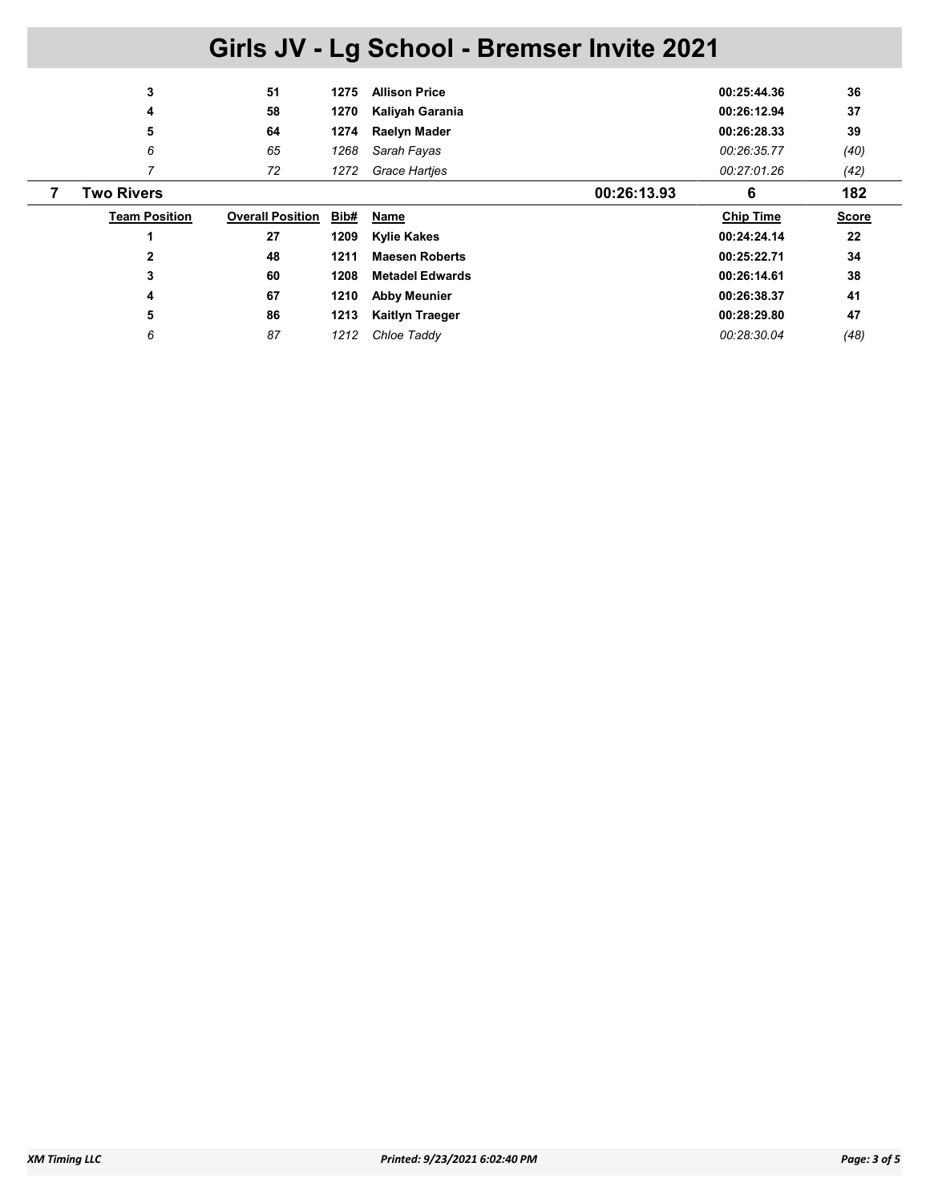# Girls JV - Lg School - Bremser Invite 2021

| Team Position | Overall Position | Bib# | Name | Chip Time | Score |
|---|---|---|---|---|---|
| **3** | **51** | **1275** | **Allison Price** | **00:25:44.36** | **36** |
| **4** | **58** | **1270** | **Kaliyah Garania** | **00:26:12.94** | **37** |
| **5** | **64** | **1274** | **Raelyn Mader** | **00:26:28.33** | **39** |
| *6* | *65* | *1268* | *Sarah Fayas* | *00:26:35.77* | *(40)* |
| *7* | *72* | *1272* | *Grace Hartjes* | *00:27:01.26* | *(42)* |

## 7 Two Rivers — 00:26:13.93 — 6 — 182

| Team Position | Overall Position | Bib# | Name | Chip Time | Score |
|---|---|---|---|---|---|
| **1** | **27** | **1209** | **Kylie Kakes** | **00:24:24.14** | **22** |
| **2** | **48** | **1211** | **Maesen Roberts** | **00:25:22.71** | **34** |
| **3** | **60** | **1208** | **Metadel Edwards** | **00:26:14.61** | **38** |
| **4** | **67** | **1210** | **Abby Meunier** | **00:26:38.37** | **41** |
| **5** | **86** | **1213** | **Kaitlyn Traeger** | **00:28:29.80** | **47** |
| *6* | *87* | *1212* | *Chloe Taddy* | *00:28:30.04* | *(48)* |

*XM Timing LLC* *Printed: 9/23/2021 6:02:40 PM*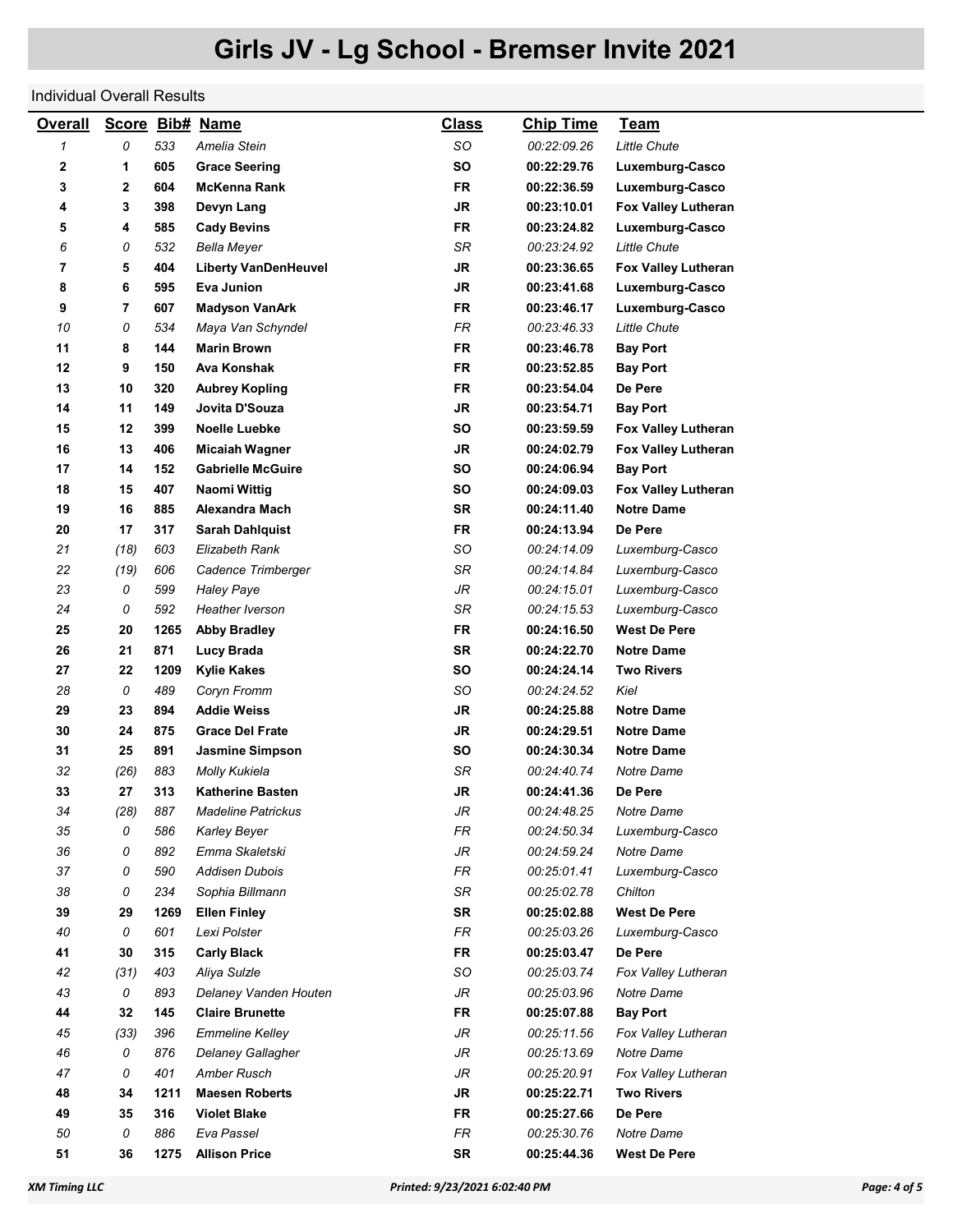# Girls JV - Lg School - Bremser Invite 2021

Individual Overall Results

| Overall | Score | Bib# | Name | Class | Chip Time | Team |
|---|---|---|---|---|---|---|
| 1 | 0 | 533 | Amelia Stein | SO | 00:22:09.26 | Little Chute |
| 2 | 1 | 605 | Grace Seering | SO | 00:22:29.76 | Luxemburg-Casco |
| 3 | 2 | 604 | McKenna Rank | FR | 00:22:36.59 | Luxemburg-Casco |
| 4 | 3 | 398 | Devyn Lang | JR | 00:23:10.01 | Fox Valley Lutheran |
| 5 | 4 | 585 | Cady Bevins | FR | 00:23:24.82 | Luxemburg-Casco |
| 6 | 0 | 532 | Bella Meyer | SR | 00:23:24.92 | Little Chute |
| 7 | 5 | 404 | Liberty VanDenHeuvel | JR | 00:23:36.65 | Fox Valley Lutheran |
| 8 | 6 | 595 | Eva Junion | JR | 00:23:41.68 | Luxemburg-Casco |
| 9 | 7 | 607 | Madyson VanArk | FR | 00:23:46.17 | Luxemburg-Casco |
| 10 | 0 | 534 | Maya Van Schyndel | FR | 00:23:46.33 | Little Chute |
| 11 | 8 | 144 | Marin Brown | FR | 00:23:46.78 | Bay Port |
| 12 | 9 | 150 | Ava Konshak | FR | 00:23:52.85 | Bay Port |
| 13 | 10 | 320 | Aubrey Kopling | FR | 00:23:54.04 | De Pere |
| 14 | 11 | 149 | Jovita D'Souza | JR | 00:23:54.71 | Bay Port |
| 15 | 12 | 399 | Noelle Luebke | SO | 00:23:59.59 | Fox Valley Lutheran |
| 16 | 13 | 406 | Micaiah Wagner | JR | 00:24:02.79 | Fox Valley Lutheran |
| 17 | 14 | 152 | Gabrielle McGuire | SO | 00:24:06.94 | Bay Port |
| 18 | 15 | 407 | Naomi Wittig | SO | 00:24:09.03 | Fox Valley Lutheran |
| 19 | 16 | 885 | Alexandra Mach | SR | 00:24:11.40 | Notre Dame |
| 20 | 17 | 317 | Sarah Dahlquist | FR | 00:24:13.94 | De Pere |
| 21 | (18) | 603 | Elizabeth Rank | SO | 00:24:14.09 | Luxemburg-Casco |
| 22 | (19) | 606 | Cadence Trimberger | SR | 00:24:14.84 | Luxemburg-Casco |
| 23 | 0 | 599 | Haley Paye | JR | 00:24:15.01 | Luxemburg-Casco |
| 24 | 0 | 592 | Heather Iverson | SR | 00:24:15.53 | Luxemburg-Casco |
| 25 | 20 | 1265 | Abby Bradley | FR | 00:24:16.50 | West De Pere |
| 26 | 21 | 871 | Lucy Brada | SR | 00:24:22.70 | Notre Dame |
| 27 | 22 | 1209 | Kylie Kakes | SO | 00:24:24.14 | Two Rivers |
| 28 | 0 | 489 | Coryn Fromm | SO | 00:24:24.52 | Kiel |
| 29 | 23 | 894 | Addie Weiss | JR | 00:24:25.88 | Notre Dame |
| 30 | 24 | 875 | Grace Del Frate | JR | 00:24:29.51 | Notre Dame |
| 31 | 25 | 891 | Jasmine Simpson | SO | 00:24:30.34 | Notre Dame |
| 32 | (26) | 883 | Molly Kukiela | SR | 00:24:40.74 | Notre Dame |
| 33 | 27 | 313 | Katherine Basten | JR | 00:24:41.36 | De Pere |
| 34 | (28) | 887 | Madeline Patrickus | JR | 00:24:48.25 | Notre Dame |
| 35 | 0 | 586 | Karley Beyer | FR | 00:24:50.34 | Luxemburg-Casco |
| 36 | 0 | 892 | Emma Skaletski | JR | 00:24:59.24 | Notre Dame |
| 37 | 0 | 590 | Addisen Dubois | FR | 00:25:01.41 | Luxemburg-Casco |
| 38 | 0 | 234 | Sophia Billmann | SR | 00:25:02.78 | Chilton |
| 39 | 29 | 1269 | Ellen Finley | SR | 00:25:02.88 | West De Pere |
| 40 | 0 | 601 | Lexi Polster | FR | 00:25:03.26 | Luxemburg-Casco |
| 41 | 30 | 315 | Carly Black | FR | 00:25:03.47 | De Pere |
| 42 | (31) | 403 | Aliya Sulzle | SO | 00:25:03.74 | Fox Valley Lutheran |
| 43 | 0 | 893 | Delaney Vanden Houten | JR | 00:25:03.96 | Notre Dame |
| 44 | 32 | 145 | Claire Brunette | FR | 00:25:07.88 | Bay Port |
| 45 | (33) | 396 | Emmeline Kelley | JR | 00:25:11.56 | Fox Valley Lutheran |
| 46 | 0 | 876 | Delaney Gallagher | JR | 00:25:13.69 | Notre Dame |
| 47 | 0 | 401 | Amber Rusch | JR | 00:25:20.91 | Fox Valley Lutheran |
| 48 | 34 | 1211 | Maesen Roberts | JR | 00:25:22.71 | Two Rivers |
| 49 | 35 | 316 | Violet Blake | FR | 00:25:27.66 | De Pere |
| 50 | 0 | 886 | Eva Passel | FR | 00:25:30.76 | Notre Dame |
| 51 | 36 | 1275 | Allison Price | SR | 00:25:44.36 | West De Pere |

XM Timing LLC    Printed: 9/23/2021 6:02:40 PM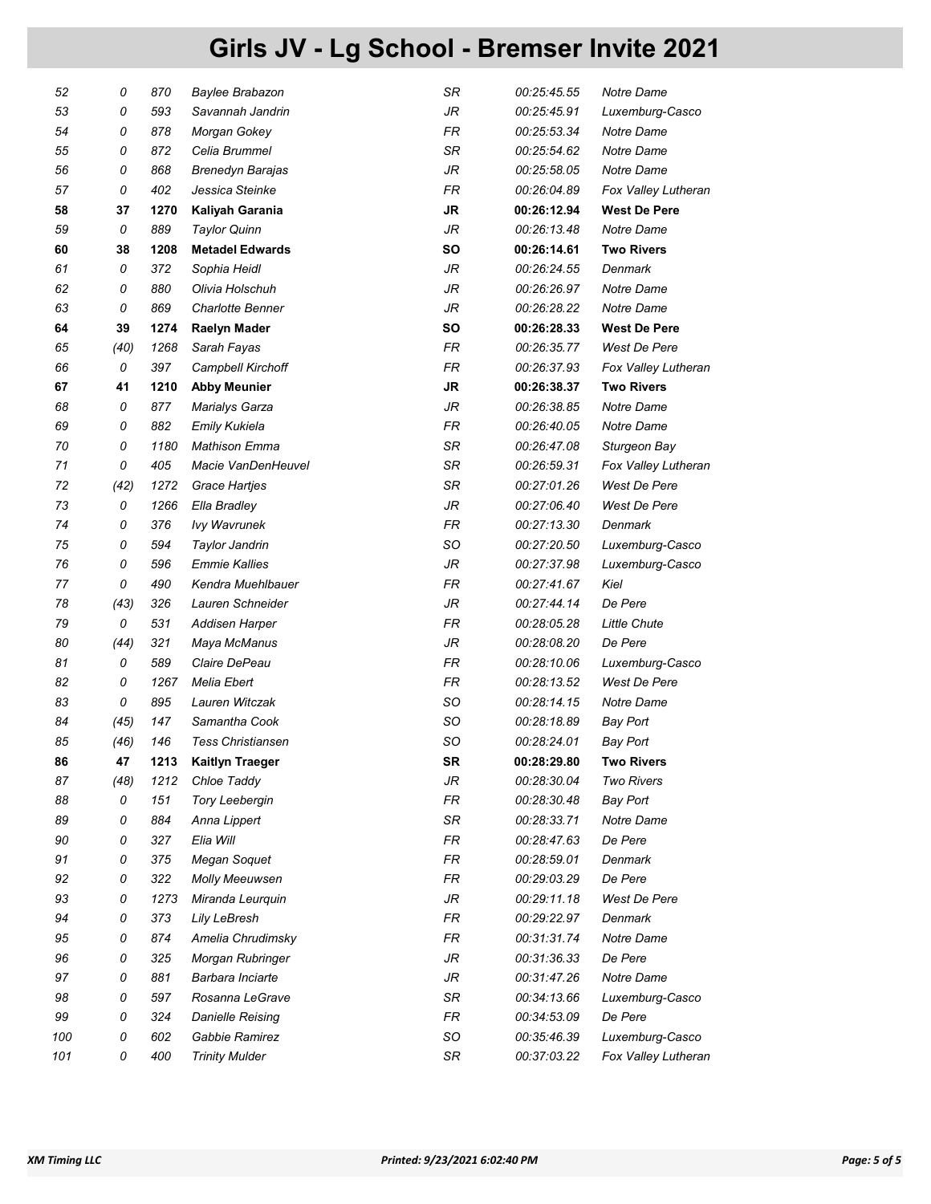# Girls JV - Lg School - Bremser Invite 2021

| | | | | | | |
|---|---|---|---|---|---|---|
| 52 | 0 | 870 | Baylee Brabazon | SR | 00:25:45.55 | Notre Dame |
| 53 | 0 | 593 | Savannah Jandrin | JR | 00:25:45.91 | Luxemburg-Casco |
| 54 | 0 | 878 | Morgan Gokey | FR | 00:25:53.34 | Notre Dame |
| 55 | 0 | 872 | Celia Brummel | SR | 00:25:54.62 | Notre Dame |
| 56 | 0 | 868 | Brenedyn Barajas | JR | 00:25:58.05 | Notre Dame |
| 57 | 0 | 402 | Jessica Steinke | FR | 00:26:04.89 | Fox Valley Lutheran |
| **58** | **37** | **1270** | **Kaliyah Garania** | **JR** | **00:26:12.94** | **West De Pere** |
| 59 | 0 | 889 | Taylor Quinn | JR | 00:26:13.48 | Notre Dame |
| **60** | **38** | **1208** | **Metadel Edwards** | **SO** | **00:26:14.61** | **Two Rivers** |
| 61 | 0 | 372 | Sophia Heidl | JR | 00:26:24.55 | Denmark |
| 62 | 0 | 880 | Olivia Holschuh | JR | 00:26:26.97 | Notre Dame |
| 63 | 0 | 869 | Charlotte Benner | JR | 00:26:28.22 | Notre Dame |
| **64** | **39** | **1274** | **Raelyn Mader** | **SO** | **00:26:28.33** | **West De Pere** |
| 65 | (40) | 1268 | Sarah Fayas | FR | 00:26:35.77 | West De Pere |
| 66 | 0 | 397 | Campbell Kirchoff | FR | 00:26:37.93 | Fox Valley Lutheran |
| **67** | **41** | **1210** | **Abby Meunier** | **JR** | **00:26:38.37** | **Two Rivers** |
| 68 | 0 | 877 | Marialys Garza | JR | 00:26:38.85 | Notre Dame |
| 69 | 0 | 882 | Emily Kukiela | FR | 00:26:40.05 | Notre Dame |
| 70 | 0 | 1180 | Mathison Emma | SR | 00:26:47.08 | Sturgeon Bay |
| 71 | 0 | 405 | Macie VanDenHeuvel | SR | 00:26:59.31 | Fox Valley Lutheran |
| 72 | (42) | 1272 | Grace Hartjes | SR | 00:27:01.26 | West De Pere |
| 73 | 0 | 1266 | Ella Bradley | JR | 00:27:06.40 | West De Pere |
| 74 | 0 | 376 | Ivy Wavrunek | FR | 00:27:13.30 | Denmark |
| 75 | 0 | 594 | Taylor Jandrin | SO | 00:27:20.50 | Luxemburg-Casco |
| 76 | 0 | 596 | Emmie Kallies | JR | 00:27:37.98 | Luxemburg-Casco |
| 77 | 0 | 490 | Kendra Muehlbauer | FR | 00:27:41.67 | Kiel |
| 78 | (43) | 326 | Lauren Schneider | JR | 00:27:44.14 | De Pere |
| 79 | 0 | 531 | Addisen Harper | FR | 00:28:05.28 | Little Chute |
| 80 | (44) | 321 | Maya McManus | JR | 00:28:08.20 | De Pere |
| 81 | 0 | 589 | Claire DePeau | FR | 00:28:10.06 | Luxemburg-Casco |
| 82 | 0 | 1267 | Melia Ebert | FR | 00:28:13.52 | West De Pere |
| 83 | 0 | 895 | Lauren Witczak | SO | 00:28:14.15 | Notre Dame |
| 84 | (45) | 147 | Samantha Cook | SO | 00:28:18.89 | Bay Port |
| 85 | (46) | 146 | Tess Christiansen | SO | 00:28:24.01 | Bay Port |
| **86** | **47** | **1213** | **Kaitlyn Traeger** | **SR** | **00:28:29.80** | **Two Rivers** |
| 87 | (48) | 1212 | Chloe Taddy | JR | 00:28:30.04 | Two Rivers |
| 88 | 0 | 151 | Tory Leebergin | FR | 00:28:30.48 | Bay Port |
| 89 | 0 | 884 | Anna Lippert | SR | 00:28:33.71 | Notre Dame |
| 90 | 0 | 327 | Elia Will | FR | 00:28:47.63 | De Pere |
| 91 | 0 | 375 | Megan Soquet | FR | 00:28:59.01 | Denmark |
| 92 | 0 | 322 | Molly Meeuwsen | FR | 00:29:03.29 | De Pere |
| 93 | 0 | 1273 | Miranda Leurquin | JR | 00:29:11.18 | West De Pere |
| 94 | 0 | 373 | Lily LeBresh | FR | 00:29:22.97 | Denmark |
| 95 | 0 | 874 | Amelia Chrudimsky | FR | 00:31:31.74 | Notre Dame |
| 96 | 0 | 325 | Morgan Rubringer | JR | 00:31:36.33 | De Pere |
| 97 | 0 | 881 | Barbara Inciarte | JR | 00:31:47.26 | Notre Dame |
| 98 | 0 | 597 | Rosanna LeGrave | SR | 00:34:13.66 | Luxemburg-Casco |
| 99 | 0 | 324 | Danielle Reising | FR | 00:34:53.09 | De Pere |
| 100 | 0 | 602 | Gabbie Ramirez | SO | 00:35:46.39 | Luxemburg-Casco |
| 101 | 0 | 400 | Trinity Mulder | SR | 00:37:03.22 | Fox Valley Lutheran |

XM Timing LLC    Printed: 9/23/2021 6:02:40 PM